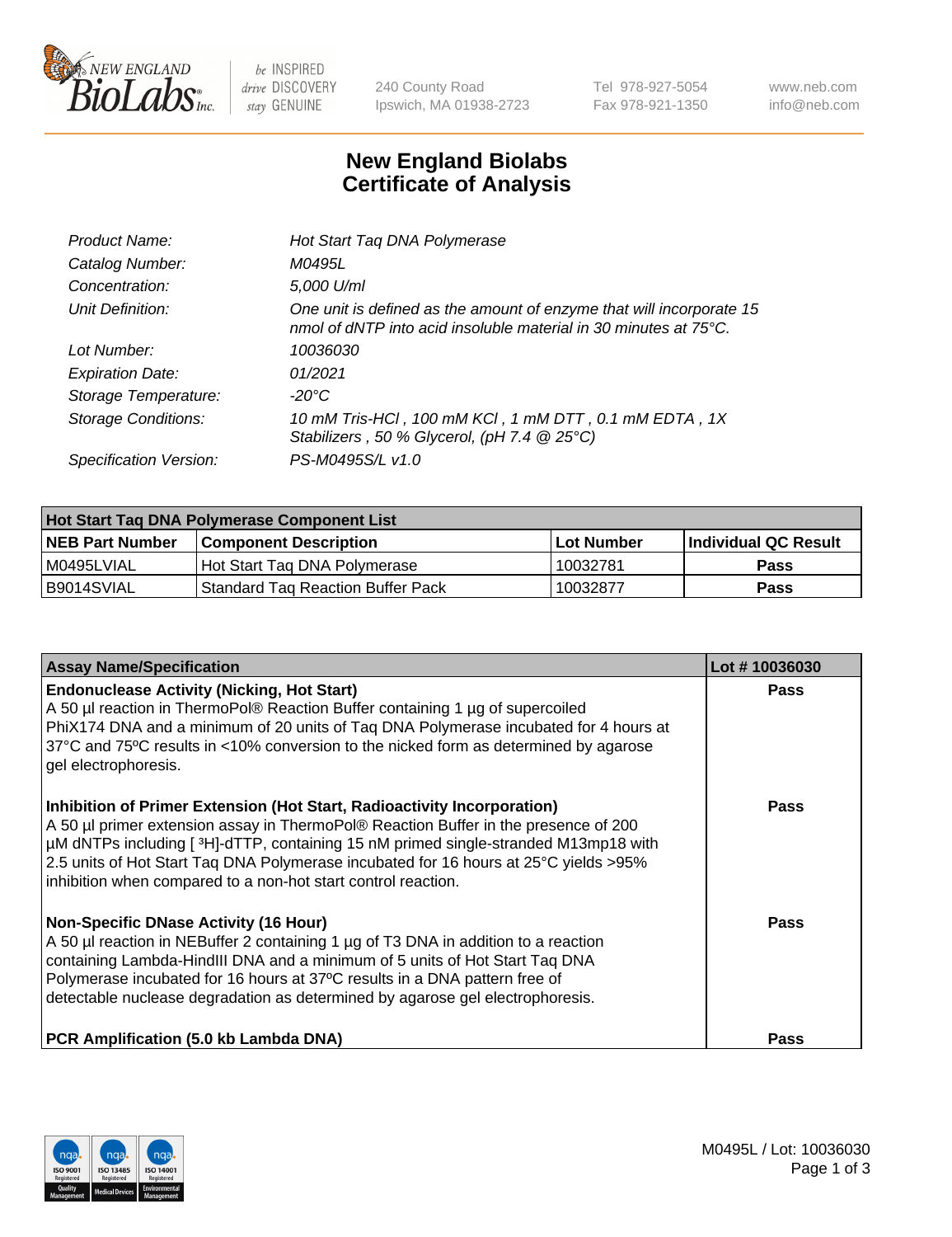New England Biolabs Inc. — be INSPIRED drive DISCOVERY stay GENUINE

240 County Road
Ipswich, MA 01938-2723

Tel 978-927-5054
Fax 978-921-1350

www.neb.com
info@neb.com

# New England Biolabs Certificate of Analysis

| | |
|---|---|
| *Product Name:* | *Hot Start Taq DNA Polymerase* |
| *Catalog Number:* | *M0495L* |
| *Concentration:* | *5,000 U/ml* |
| *Unit Definition:* | *One unit is defined as the amount of enzyme that will incorporate 15 nmol of dNTP into acid insoluble material in 30 minutes at 75°C.* |
| *Lot Number:* | *10036030* |
| *Expiration Date:* | *01/2021* |
| *Storage Temperature:* | *-20°C* |
| *Storage Conditions:* | *10 mM Tris-HCl , 100 mM KCl , 1 mM DTT , 0.1 mM EDTA , 1X Stabilizers , 50 % Glycerol, (pH 7.4 @ 25°C)* |
| *Specification Version:* | *PS-M0495S/L v1.0* |

| **Hot Start Taq DNA Polymerase Component List** | | | |
|---|---|---|---|
| **NEB Part Number** | **Component Description** | **Lot Number** | **Individual QC Result** |
| M0495LVIAL | Hot Start Taq DNA Polymerase | 10032781 | **Pass** |
| B9014SVIAL | Standard Taq Reaction Buffer Pack | 10032877 | **Pass** |

| **Assay Name/Specification** | **Lot # 10036030** |
|---|---|
| **Endonuclease Activity (Nicking, Hot Start)**<br>A 50 µl reaction in ThermoPol® Reaction Buffer containing 1 µg of supercoiled PhiX174 DNA and a minimum of 20 units of Taq DNA Polymerase incubated for 4 hours at 37°C and 75ºC results in <10% conversion to the nicked form as determined by agarose gel electrophoresis. | **Pass** |
| **Inhibition of Primer Extension (Hot Start, Radioactivity Incorporation)**<br>A 50 µl primer extension assay in ThermoPol® Reaction Buffer in the presence of 200 µM dNTPs including [ ³H]-dTTP, containing 15 nM primed single-stranded M13mp18 with 2.5 units of Hot Start Taq DNA Polymerase incubated for 16 hours at 25°C yields >95% inhibition when compared to a non-hot start control reaction. | **Pass** |
| **Non-Specific DNase Activity (16 Hour)**<br>A 50 µl reaction in NEBuffer 2 containing 1 µg of T3 DNA in addition to a reaction containing Lambda-HindIII DNA and a minimum of 5 units of Hot Start Taq DNA Polymerase incubated for 16 hours at 37ºC results in a DNA pattern free of detectable nuclease degradation as determined by agarose gel electrophoresis. | **Pass** |
| **PCR Amplification (5.0 kb Lambda DNA)** | **Pass** |

M0495L / Lot: 10036030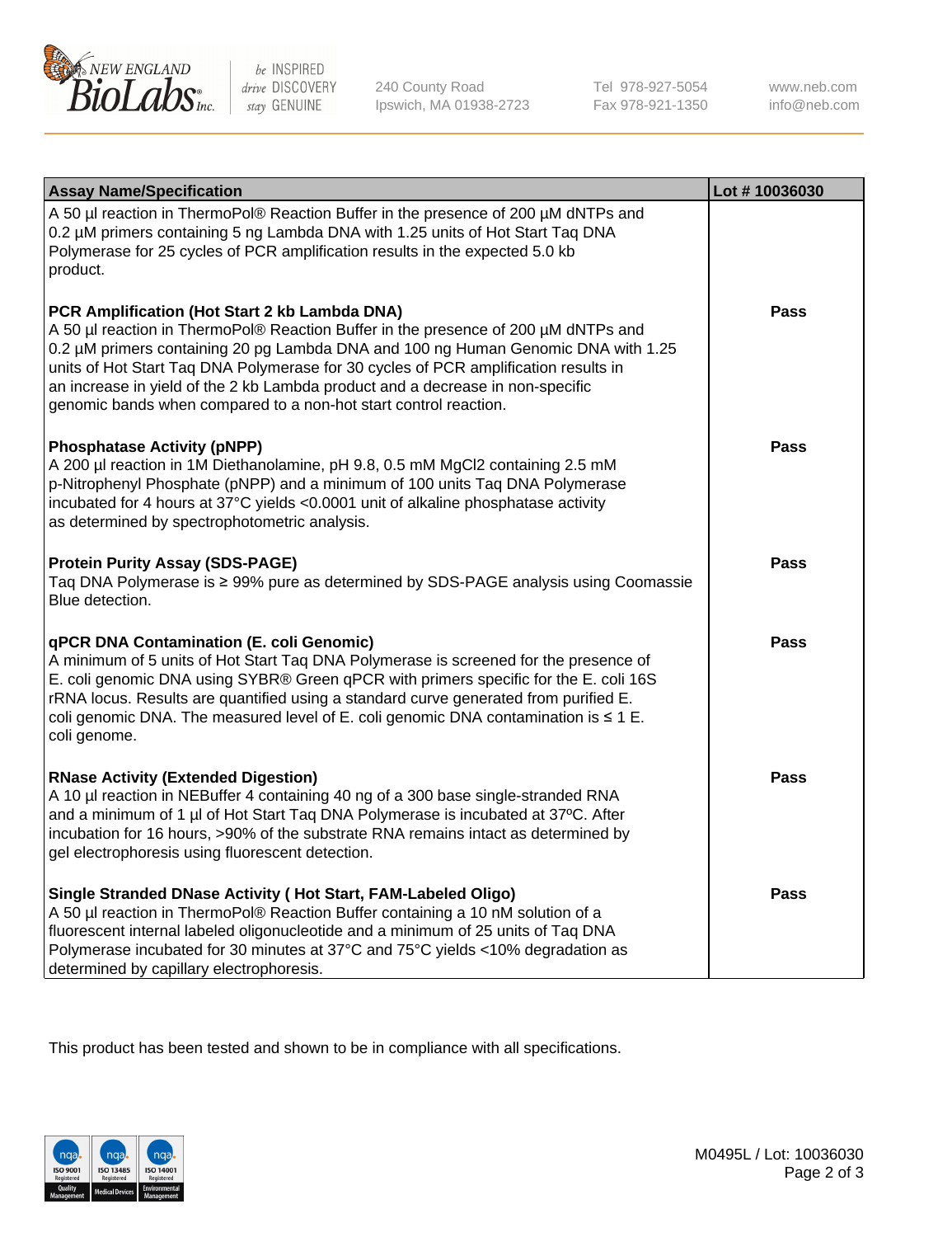| Assay Name/Specification | Lot # 10036030 |
|---|---|
| A 50 µl reaction in ThermoPol® Reaction Buffer in the presence of 200 µM dNTPs and 0.2 µM primers containing 5 ng Lambda DNA with 1.25 units of Hot Start Taq DNA Polymerase for 25 cycles of PCR amplification results in the expected 5.0 kb product. | |
| **PCR Amplification (Hot Start 2 kb Lambda DNA)**<br>A 50 µl reaction in ThermoPol® Reaction Buffer in the presence of 200 µM dNTPs and 0.2 µM primers containing 20 pg Lambda DNA and 100 ng Human Genomic DNA with 1.25 units of Hot Start Taq DNA Polymerase for 30 cycles of PCR amplification results in an increase in yield of the 2 kb Lambda product and a decrease in non-specific genomic bands when compared to a non-hot start control reaction. | **Pass** |
| **Phosphatase Activity (pNPP)**<br>A 200 µl reaction in 1M Diethanolamine, pH 9.8, 0.5 mM $MgCl_2$ containing 2.5 mM p-Nitrophenyl Phosphate (pNPP) and a minimum of 100 units Taq DNA Polymerase incubated for 4 hours at 37°C yields <0.0001 unit of alkaline phosphatase activity as determined by spectrophotometric analysis. | **Pass** |
| **Protein Purity Assay (SDS-PAGE)**<br>Taq DNA Polymerase is ≥ 99% pure as determined by SDS-PAGE analysis using Coomassie Blue detection. | **Pass** |
| **qPCR DNA Contamination (E. coli Genomic)**<br>A minimum of 5 units of Hot Start Taq DNA Polymerase is screened for the presence of E. coli genomic DNA using SYBR® Green qPCR with primers specific for the E. coli 16S rRNA locus. Results are quantified using a standard curve generated from purified E. coli genomic DNA. The measured level of E. coli genomic DNA contamination is ≤ 1 E. coli genome. | **Pass** |
| **RNase Activity (Extended Digestion)**<br>A 10 µl reaction in NEBuffer 4 containing 40 ng of a 300 base single-stranded RNA and a minimum of 1 µl of Hot Start Taq DNA Polymerase is incubated at 37ºC. After incubation for 16 hours, >90% of the substrate RNA remains intact as determined by gel electrophoresis using fluorescent detection. | **Pass** |
| **Single Stranded DNase Activity ( Hot Start, FAM-Labeled Oligo)**<br>A 50 µl reaction in ThermoPol® Reaction Buffer containing a 10 nM solution of a fluorescent internal labeled oligonucleotide and a minimum of 25 units of Taq DNA Polymerase incubated for 30 minutes at 37°C and 75°C yields <10% degradation as determined by capillary electrophoresis. | **Pass** |

This product has been tested and shown to be in compliance with all specifications.

M0495L / Lot: 10036030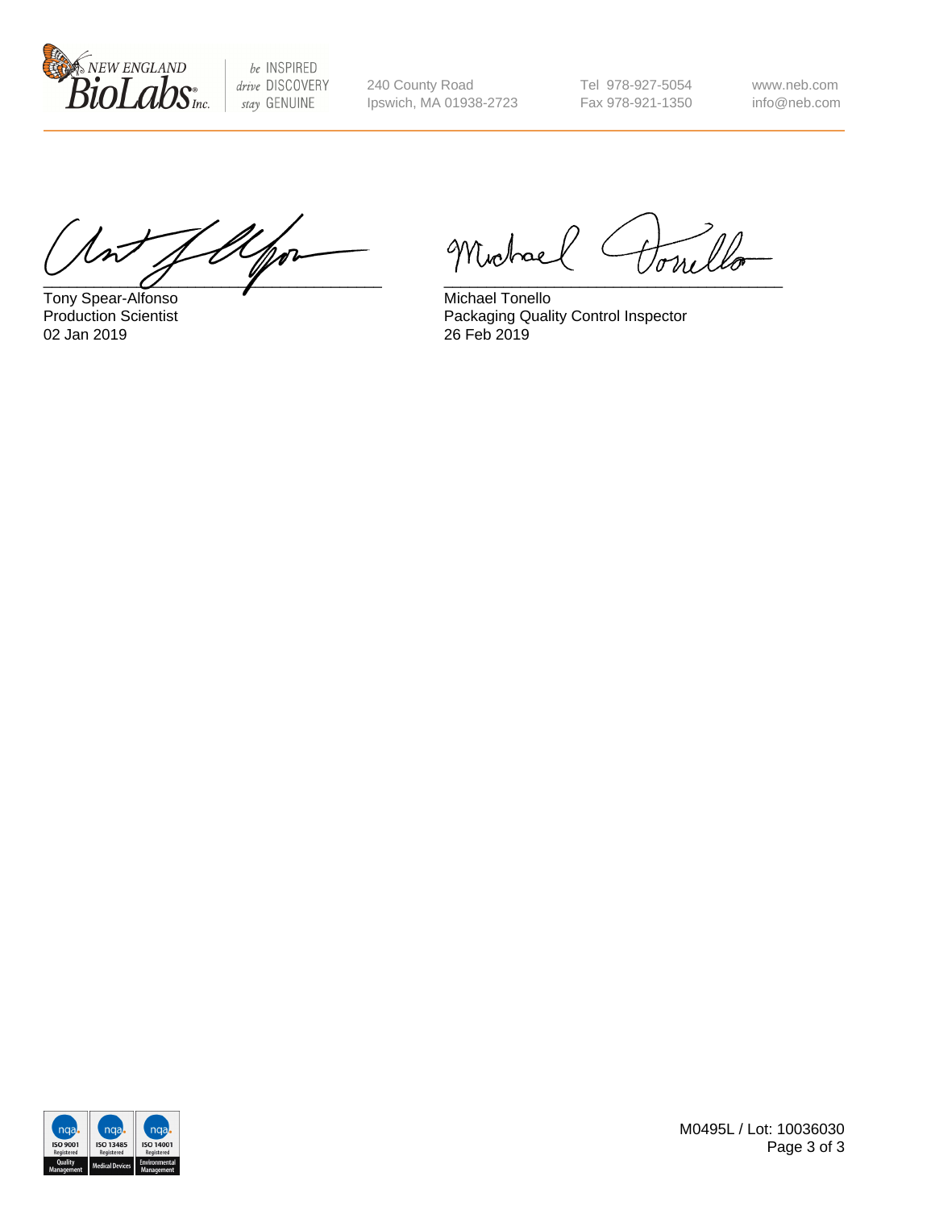Tony Spear-Alfonso
Production Scientist
02 Jan 2019

Michael Tonello
Packaging Quality Control Inspector
26 Feb 2019